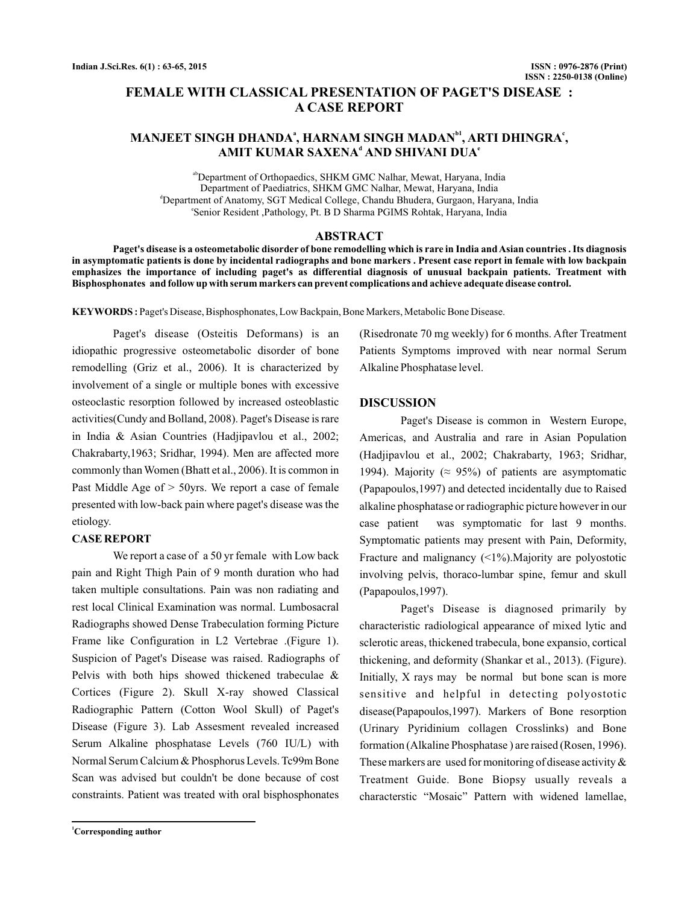ISSN : 0976-2876 (Print)
ISSN : 2250-0138 (Online)

# FEMALE WITH CLASSICAL PRESENTATION OF PAGET'S DISEASE : A CASE REPORT

**MANJEET SINGH DHANDA[a], HARNAM SINGH MADAN[b1], ARTI DHINGRA[c], AMIT KUMAR SAXENA[d] AND SHIVANI DUA[e]**

[ab]Department of Orthopaedics, SHKM GMC Nalhar, Mewat, Haryana, India
Department of Paediatrics, SHKM GMC Nalhar, Mewat, Haryana, India
[d]Department of Anatomy, SGT Medical College, Chandu Bhudera, Gurgaon, Haryana, India
[e]Senior Resident ,Pathology, Pt. B D Sharma PGIMS Rohtak, Haryana, India

## ABSTRACT

**Paget's disease is a osteometabolic disorder of bone remodelling which is rare in India and Asian countries . Its diagnosis in asymptomatic patients is done by incidental radiographs and bone markers . Present case report in female with low backpain emphasizes the importance of including paget's as differential diagnosis of unusual backpain patients. Treatment with Bisphosphonates and follow up with serum markers can prevent complications and achieve adequate disease control.**

**KEYWORDS :** Paget's Disease, Bisphosphonates, Low Backpain, Bone Markers, Metabolic Bone Disease.

Paget's disease (Osteitis Deformans) is an idiopathic progressive osteometabolic disorder of bone remodelling (Griz et al., 2006). It is characterized by involvement of a single or multiple bones with excessive osteoclastic resorption followed by increased osteoblastic activities(Cundy and Bolland, 2008). Paget's Disease is rare in India & Asian Countries (Hadjipavlou et al., 2002; Chakrabarty,1963; Sridhar, 1994). Men are affected more commonly than Women (Bhatt et al., 2006). It is common in Past Middle Age of > 50yrs. We report a case of female presented with low-back pain where paget's disease was the etiology.

## CASE REPORT

We report a case of a 50 yr female with Low back pain and Right Thigh Pain of 9 month duration who had taken multiple consultations. Pain was non radiating and rest local Clinical Examination was normal. Lumbosacral Radiographs showed Dense Trabeculation forming Picture Frame like Configuration in L2 Vertebrae .(Figure 1). Suspicion of Paget's Disease was raised. Radiographs of Pelvis with both hips showed thickened trabeculae & Cortices (Figure 2). Skull X-ray showed Classical Radiographic Pattern (Cotton Wool Skull) of Paget's Disease (Figure 3). Lab Assesment revealed increased Serum Alkaline phosphatase Levels (760 IU/L) with Normal Serum Calcium & Phosphorus Levels. Tc99m Bone Scan was advised but couldn't be done because of cost constraints. Patient was treated with oral bisphosphonates (Risedronate 70 mg weekly) for 6 months. After Treatment Patients Symptoms improved with near normal Serum Alkaline Phosphatase level.

## DISCUSSION

Paget's Disease is common in Western Europe, Americas, and Australia and rare in Asian Population (Hadjipavlou et al., 2002; Chakrabarty, 1963; Sridhar, 1994). Majority (≈ 95%) of patients are asymptomatic (Papapoulos,1997) and detected incidentally due to Raised alkaline phosphatase or radiographic picture however in our case patient was symptomatic for last 9 months. Symptomatic patients may present with Pain, Deformity, Fracture and malignancy (<1%).Majority are polyostotic involving pelvis, thoraco-lumbar spine, femur and skull (Papapoulos,1997).

Paget's Disease is diagnosed primarily by characteristic radiological appearance of mixed lytic and sclerotic areas, thickened trabecula, bone expansio, cortical thickening, and deformity (Shankar et al., 2013). (Figure). Initially, X rays may be normal but bone scan is more sensitive and helpful in detecting polyostotic disease(Papapoulos,1997). Markers of Bone resorption (Urinary Pyridinium collagen Crosslinks) and Bone formation (Alkaline Phosphatase ) are raised (Rosen, 1996). These markers are used for monitoring of disease activity & Treatment Guide. Bone Biopsy usually reveals a characterstic "Mosaic" Pattern with widened lamellae,

[1]**Corresponding author**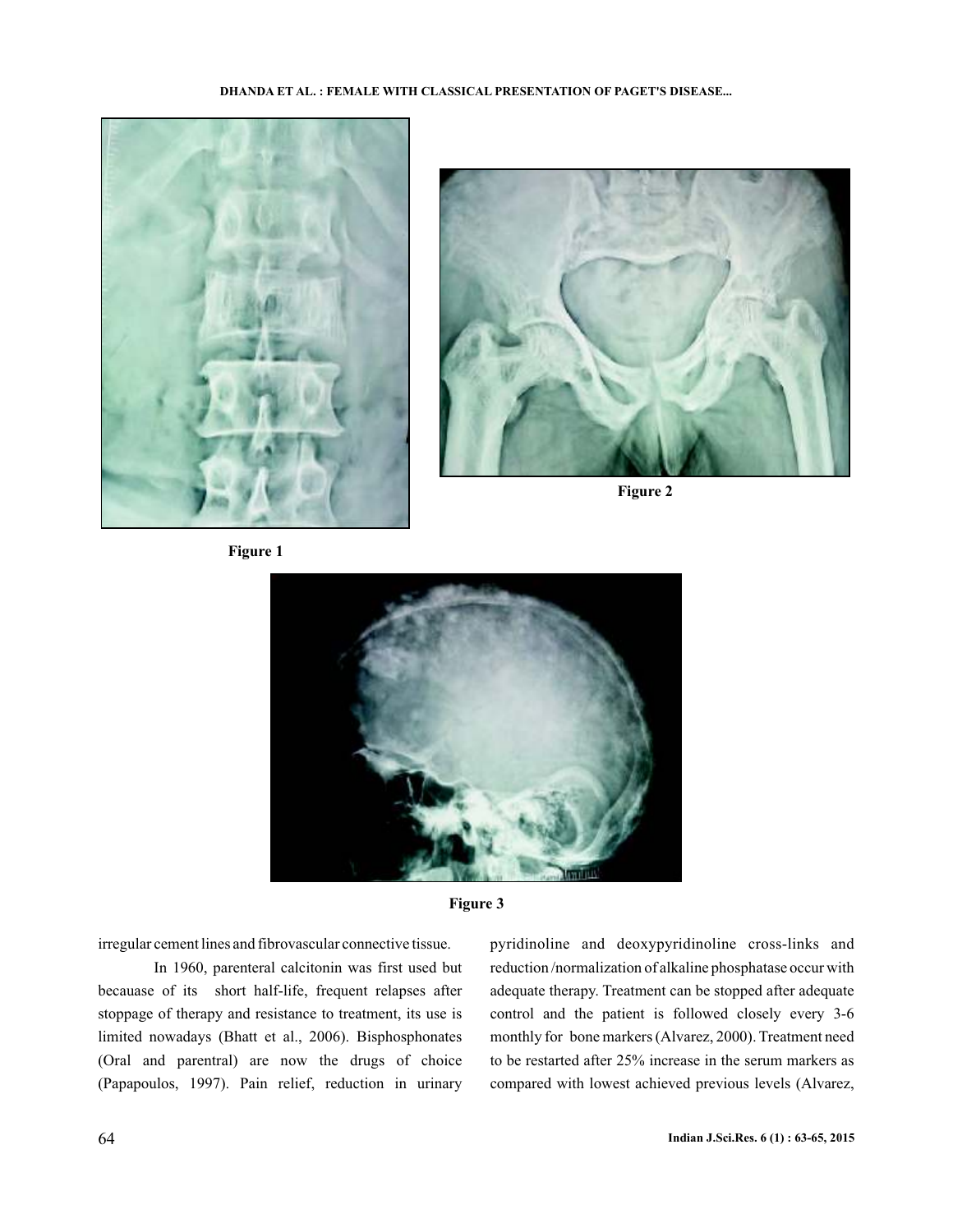Figure 1

Figure 2

Figure 3

irregular cement lines and fibrovascular connective tissue.

In 1960, parenteral calcitonin was first used but becauase of its short half-life, frequent relapses after stoppage of therapy and resistance to treatment, its use is limited nowadays (Bhatt et al., 2006). Bisphosphonates (Oral and parentral) are now the drugs of choice (Papapoulos, 1997). Pain relief, reduction in urinary pyridinoline and deoxypyridinoline cross-links and reduction /normalization of alkaline phosphatase occur with adequate therapy. Treatment can be stopped after adequate control and the patient is followed closely every 3-6 monthly for bone markers (Alvarez, 2000). Treatment need to be restarted after 25% increase in the serum markers as compared with lowest achieved previous levels (Alvarez,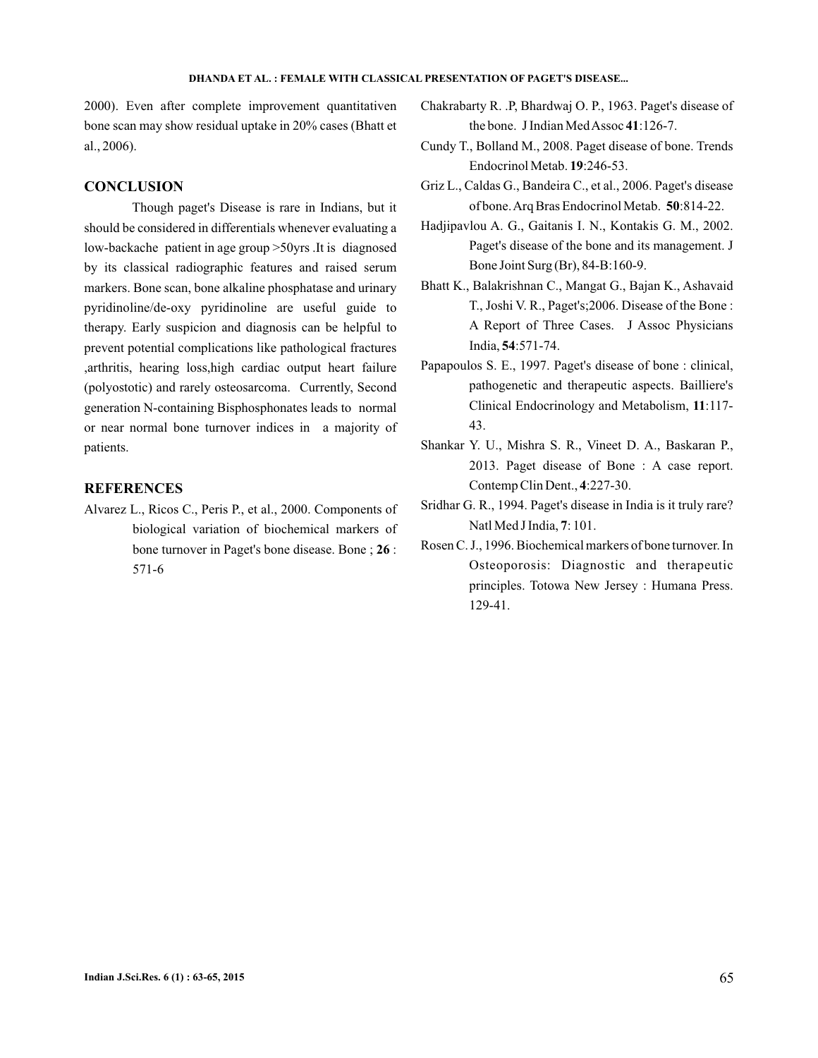2000). Even after complete improvement quantitativen bone scan may show residual uptake in 20% cases (Bhatt et al., 2006).

## CONCLUSION

Though paget's Disease is rare in Indians, but it should be considered in differentials whenever evaluating a low-backache patient in age group >50yrs .It is diagnosed by its classical radiographic features and raised serum markers. Bone scan, bone alkaline phosphatase and urinary pyridinoline/de-oxy pyridinoline are useful guide to therapy. Early suspicion and diagnosis can be helpful to prevent potential complications like pathological fractures ,arthritis, hearing loss,high cardiac output heart failure (polyostotic) and rarely osteosarcoma. Currently, Second generation N-containing Bisphosphonates leads to normal or near normal bone turnover indices in a majority of patients.

## REFERENCES

Alvarez L., Ricos C., Peris P., et al., 2000. Components of biological variation of biochemical markers of bone turnover in Paget's bone disease. Bone ; **26** : 571-6

Chakrabarty R. .P, Bhardwaj O. P., 1963. Paget's disease of the bone. J Indian Med Assoc **41**:126-7.

Cundy T., Bolland M., 2008. Paget disease of bone. Trends Endocrinol Metab. **19**:246-53.

Griz L., Caldas G., Bandeira C., et al., 2006. Paget's disease of bone. Arq Bras Endocrinol Metab. **50**:814-22.

Hadjipavlou A. G., Gaitanis I. N., Kontakis G. M., 2002. Paget's disease of the bone and its management. J Bone Joint Surg (Br), 84-B:160-9.

Bhatt K., Balakrishnan C., Mangat G., Bajan K., Ashavaid T., Joshi V. R., Paget's;2006. Disease of the Bone : A Report of Three Cases. J Assoc Physicians India, **54**:571-74.

Papapoulos S. E., 1997. Paget's disease of bone : clinical, pathogenetic and therapeutic aspects. Bailliere's Clinical Endocrinology and Metabolism, **11**:117-43.

Shankar Y. U., Mishra S. R., Vineet D. A., Baskaran P., 2013. Paget disease of Bone : A case report. Contemp Clin Dent., **4**:227-30.

Sridhar G. R., 1994. Paget's disease in India is it truly rare? Natl Med J India, **7**: 101.

Rosen C. J., 1996. Biochemical markers of bone turnover. In Osteoporosis: Diagnostic and therapeutic principles. Totowa New Jersey : Humana Press. 129-41.